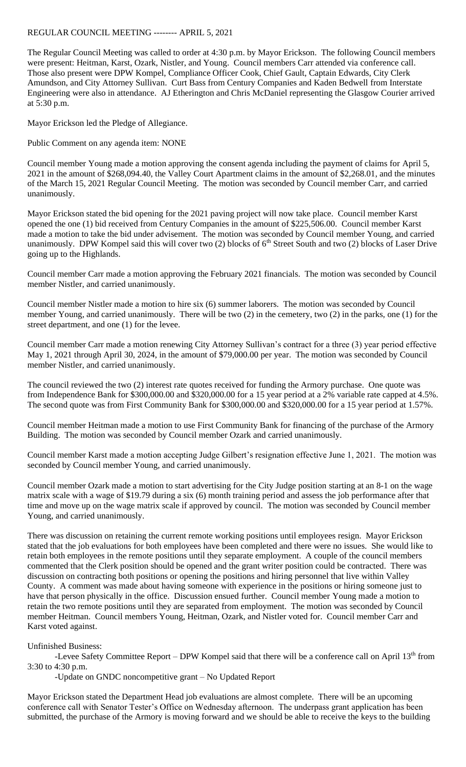REGULAR COUNCIL MEETING -------- APRIL 5, 2021

The Regular Council Meeting was called to order at 4:30 p.m. by Mayor Erickson. The following Council members were present: Heitman, Karst, Ozark, Nistler, and Young. Council members Carr attended via conference call. Those also present were DPW Kompel, Compliance Officer Cook, Chief Gault, Captain Edwards, City Clerk Amundson, and City Attorney Sullivan. Curt Bass from Century Companies and Kaden Bedwell from Interstate Engineering were also in attendance. AJ Etherington and Chris McDaniel representing the Glasgow Courier arrived at 5:30 p.m.

Mayor Erickson led the Pledge of Allegiance.

Public Comment on any agenda item: NONE

Council member Young made a motion approving the consent agenda including the payment of claims for April 5, 2021 in the amount of $268,094.40, the Valley Court Apartment claims in the amount of $2,268.01, and the minutes of the March 15, 2021 Regular Council Meeting. The motion was seconded by Council member Carr, and carried unanimously.

Mayor Erickson stated the bid opening for the 2021 paving project will now take place. Council member Karst opened the one (1) bid received from Century Companies in the amount of $225,506.00. Council member Karst made a motion to take the bid under advisement. The motion was seconded by Council member Young, and carried unanimously. DPW Kompel said this will cover two (2) blocks of 6th Street South and two (2) blocks of Laser Drive going up to the Highlands.

Council member Carr made a motion approving the February 2021 financials. The motion was seconded by Council member Nistler, and carried unanimously.

Council member Nistler made a motion to hire six (6) summer laborers. The motion was seconded by Council member Young, and carried unanimously. There will be two (2) in the cemetery, two (2) in the parks, one (1) for the street department, and one (1) for the levee.

Council member Carr made a motion renewing City Attorney Sullivan's contract for a three (3) year period effective May 1, 2021 through April 30, 2024, in the amount of $79,000.00 per year. The motion was seconded by Council member Nistler, and carried unanimously.

The council reviewed the two (2) interest rate quotes received for funding the Armory purchase. One quote was from Independence Bank for $300,000.00 and $320,000.00 for a 15 year period at a 2% variable rate capped at 4.5%. The second quote was from First Community Bank for $300,000.00 and $320,000.00 for a 15 year period at 1.57%.

Council member Heitman made a motion to use First Community Bank for financing of the purchase of the Armory Building. The motion was seconded by Council member Ozark and carried unanimously.

Council member Karst made a motion accepting Judge Gilbert's resignation effective June 1, 2021. The motion was seconded by Council member Young, and carried unanimously.

Council member Ozark made a motion to start advertising for the City Judge position starting at an 8-1 on the wage matrix scale with a wage of $19.79 during a six (6) month training period and assess the job performance after that time and move up on the wage matrix scale if approved by council. The motion was seconded by Council member Young, and carried unanimously.

There was discussion on retaining the current remote working positions until employees resign. Mayor Erickson stated that the job evaluations for both employees have been completed and there were no issues. She would like to retain both employees in the remote positions until they separate employment. A couple of the council members commented that the Clerk position should be opened and the grant writer position could be contracted. There was discussion on contracting both positions or opening the positions and hiring personnel that live within Valley County. A comment was made about having someone with experience in the positions or hiring someone just to have that person physically in the office. Discussion ensued further. Council member Young made a motion to retain the two remote positions until they are separated from employment. The motion was seconded by Council member Heitman. Council members Young, Heitman, Ozark, and Nistler voted for. Council member Carr and Karst voted against.

Unfinished Business:

-Levee Safety Committee Report – DPW Kompel said that there will be a conference call on April 13th from 3:30 to 4:30 p.m.

-Update on GNDC noncompetitive grant – No Updated Report

Mayor Erickson stated the Department Head job evaluations are almost complete. There will be an upcoming conference call with Senator Tester's Office on Wednesday afternoon. The underpass grant application has been submitted, the purchase of the Armory is moving forward and we should be able to receive the keys to the building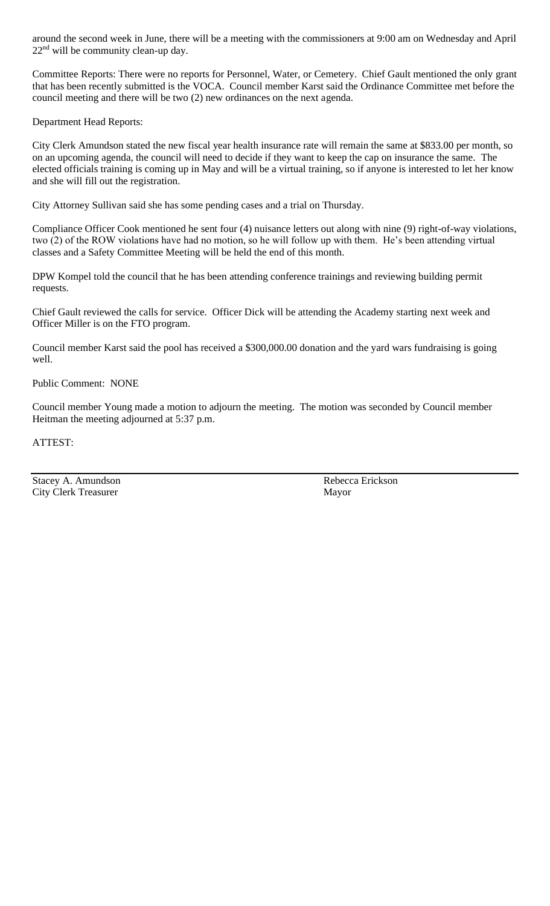around the second week in June, there will be a meeting with the commissioners at 9:00 am on Wednesday and April 22nd will be community clean-up day.

Committee Reports: There were no reports for Personnel, Water, or Cemetery. Chief Gault mentioned the only grant that has been recently submitted is the VOCA. Council member Karst said the Ordinance Committee met before the council meeting and there will be two (2) new ordinances on the next agenda.

Department Head Reports:

City Clerk Amundson stated the new fiscal year health insurance rate will remain the same at $833.00 per month, so on an upcoming agenda, the council will need to decide if they want to keep the cap on insurance the same. The elected officials training is coming up in May and will be a virtual training, so if anyone is interested to let her know and she will fill out the registration.

City Attorney Sullivan said she has some pending cases and a trial on Thursday.

Compliance Officer Cook mentioned he sent four (4) nuisance letters out along with nine (9) right-of-way violations, two (2) of the ROW violations have had no motion, so he will follow up with them. He's been attending virtual classes and a Safety Committee Meeting will be held the end of this month.

DPW Kompel told the council that he has been attending conference trainings and reviewing building permit requests.

Chief Gault reviewed the calls for service. Officer Dick will be attending the Academy starting next week and Officer Miller is on the FTO program.

Council member Karst said the pool has received a $300,000.00 donation and the yard wars fundraising is going well.

Public Comment: NONE

Council member Young made a motion to adjourn the meeting. The motion was seconded by Council member Heitman the meeting adjourned at 5:37 p.m.

ATTEST:

| | |
|---|---|
| Stacey A. Amundson | Rebecca Erickson |
| City Clerk Treasurer | Mayor |